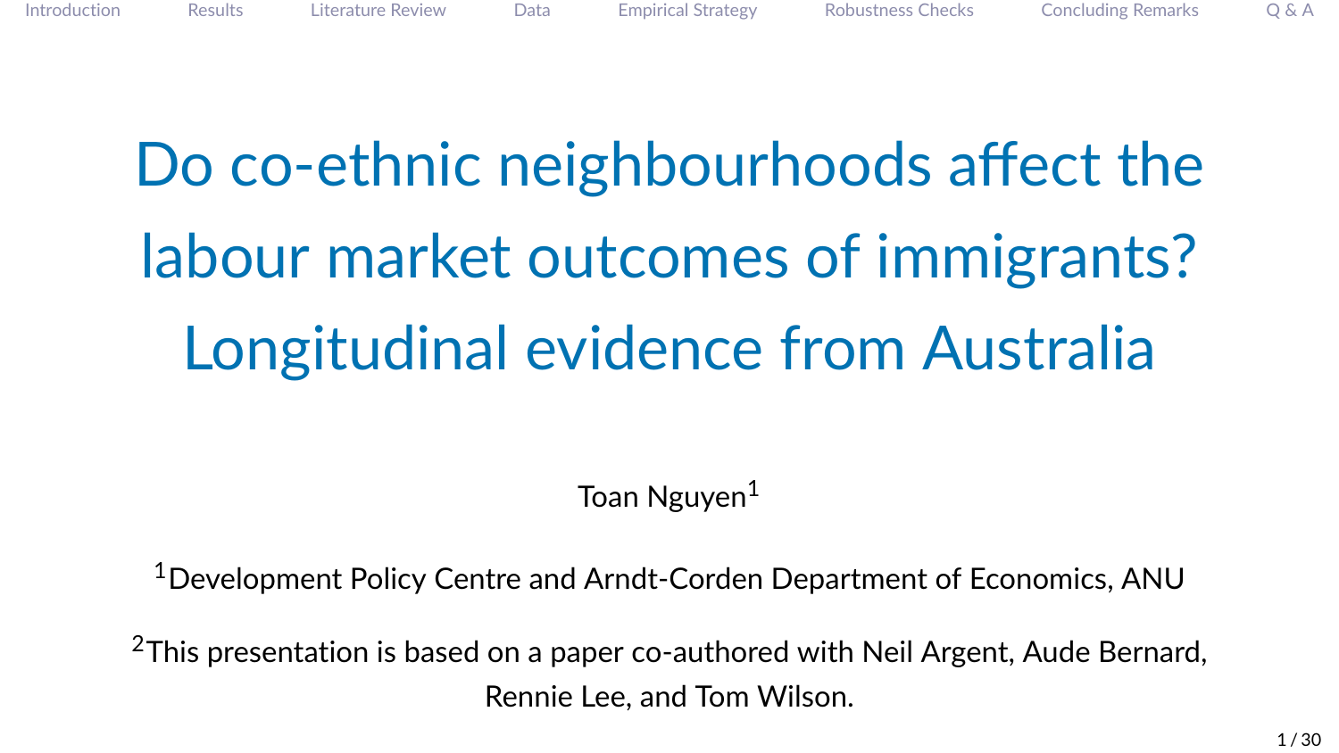# Do co-ethnic neighbourhoods affect the labour market outcomes of immigrants? Longitudinal evidence from Australia

Toan Nguyen[1]

[1]Development Policy Centre and Arndt-Corden Department of Economics, ANU

[2]This presentation is based on a paper co-authored with Neil Argent, Aude Bernard, Rennie Lee, and Tom Wilson.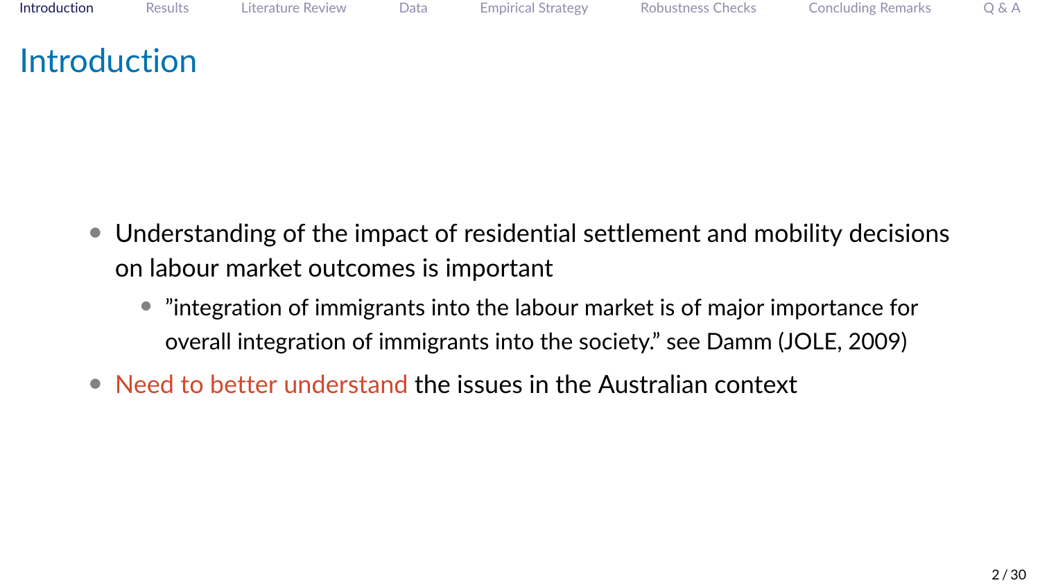# Introduction

- Understanding of the impact of residential settlement and mobility decisions on labour market outcomes is important
  - ”integration of immigrants into the labour market is of major importance for overall integration of immigrants into the society.” see Damm (JOLE, 2009)
- Need to better understand the issues in the Australian context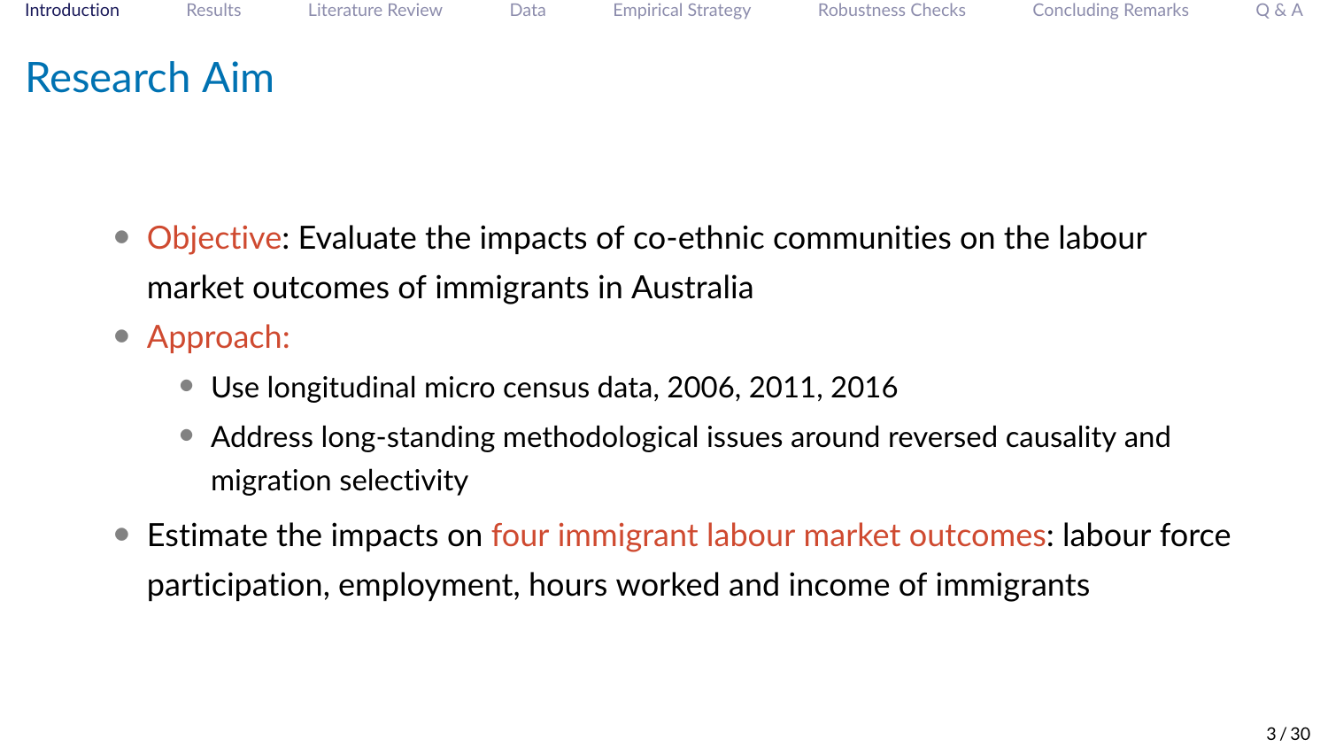# Research Aim

- Objective: Evaluate the impacts of co-ethnic communities on the labour market outcomes of immigrants in Australia
- Approach:
  - Use longitudinal micro census data, 2006, 2011, 2016
  - Address long-standing methodological issues around reversed causality and migration selectivity
- Estimate the impacts on four immigrant labour market outcomes: labour force participation, employment, hours worked and income of immigrants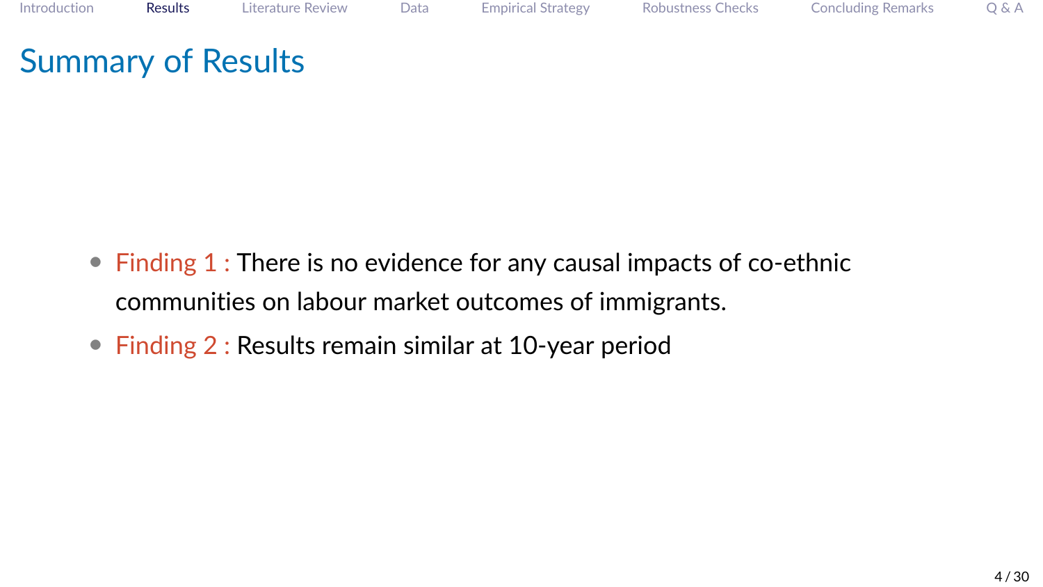# Summary of Results

- Finding 1 : There is no evidence for any causal impacts of co-ethnic communities on labour market outcomes of immigrants.
- Finding 2 : Results remain similar at 10-year period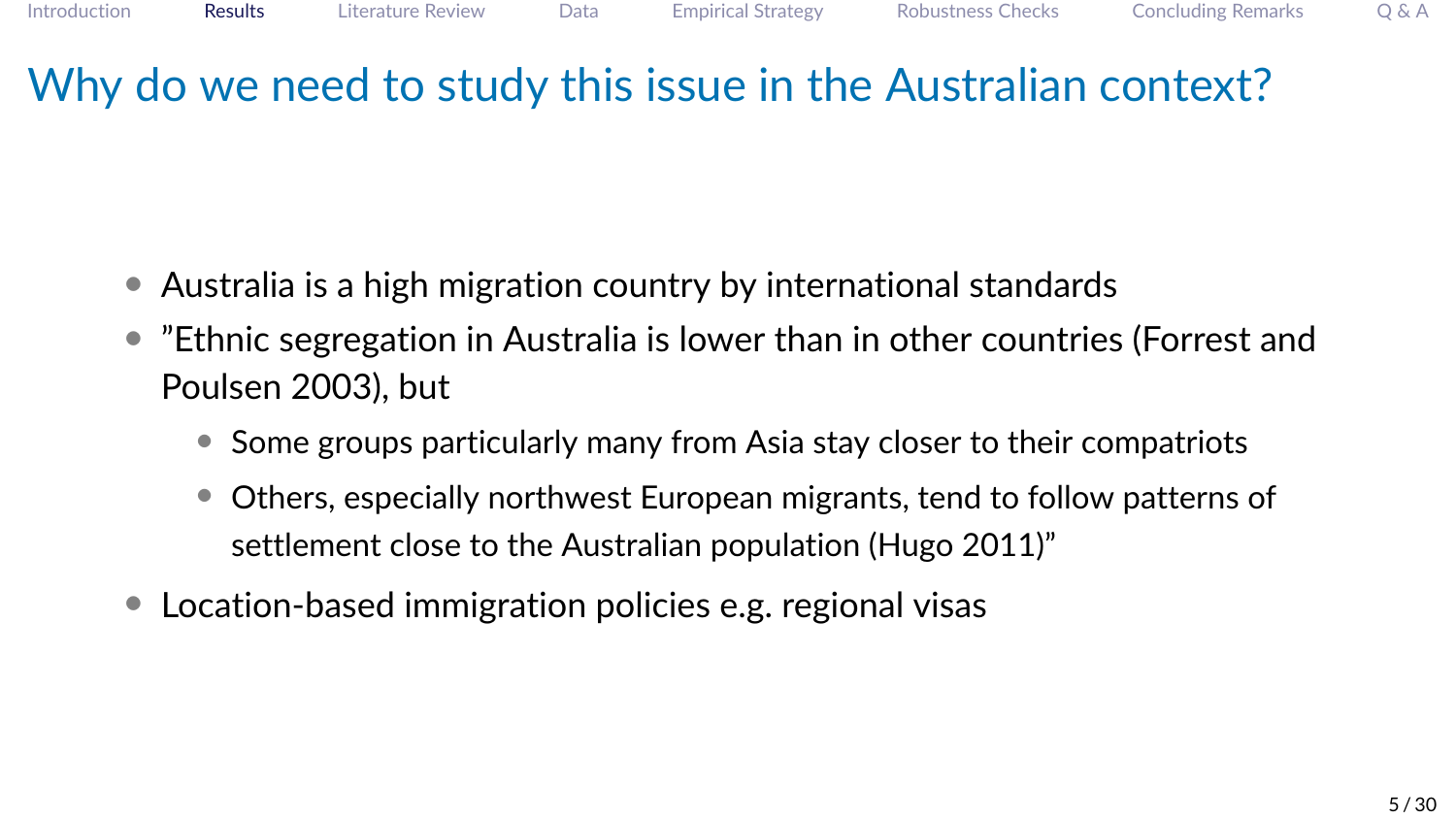# Why do we need to study this issue in the Australian context?

- Australia is a high migration country by international standards
- ”Ethnic segregation in Australia is lower than in other countries (Forrest and Poulsen 2003), but
  - Some groups particularly many from Asia stay closer to their compatriots
  - Others, especially northwest European migrants, tend to follow patterns of settlement close to the Australian population (Hugo 2011)”
- Location-based immigration policies e.g. regional visas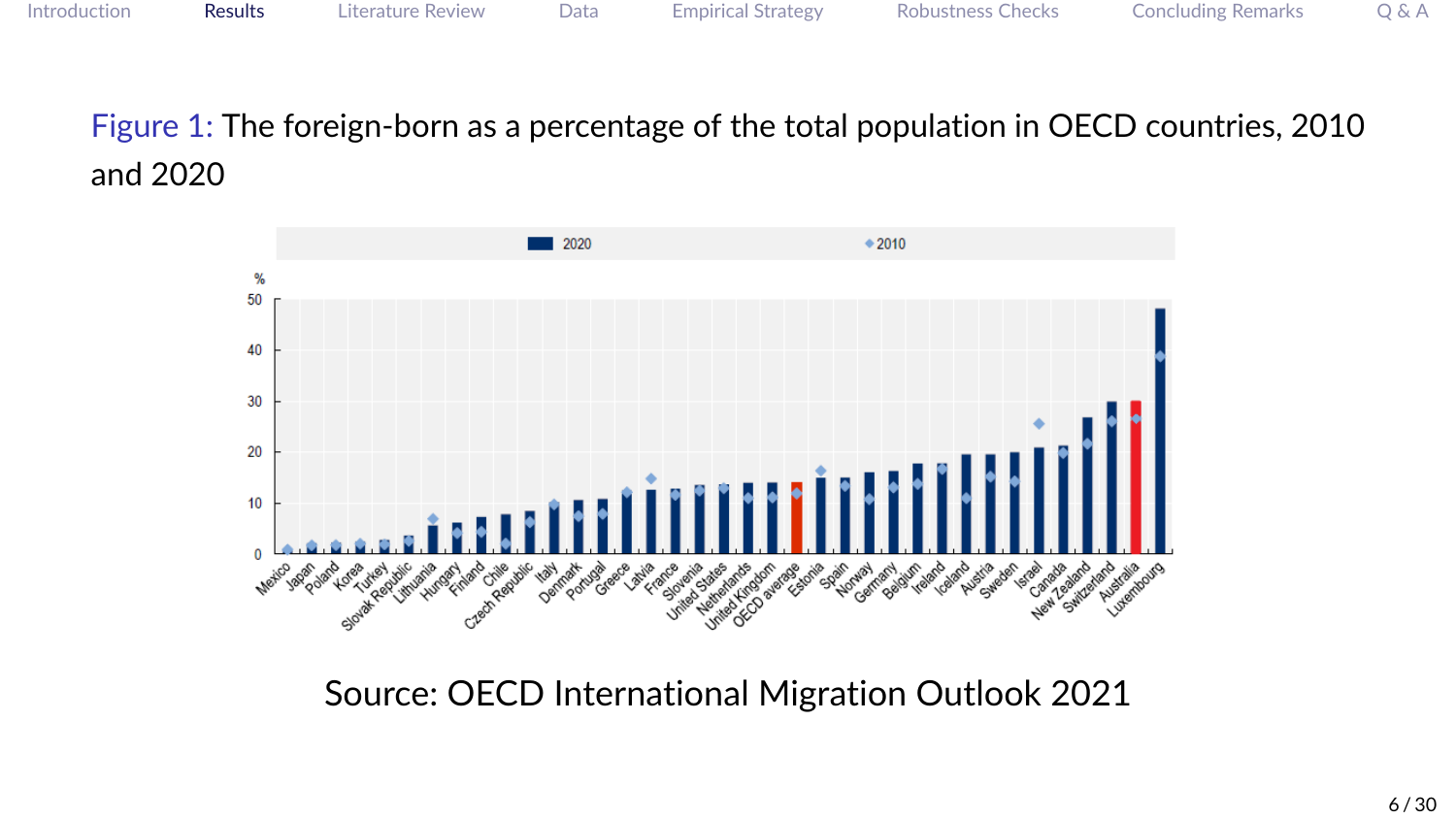Figure 1: The foreign-born as a percentage of the total population in OECD countries, 2010 and 2020

Source: OECD International Migration Outlook 2021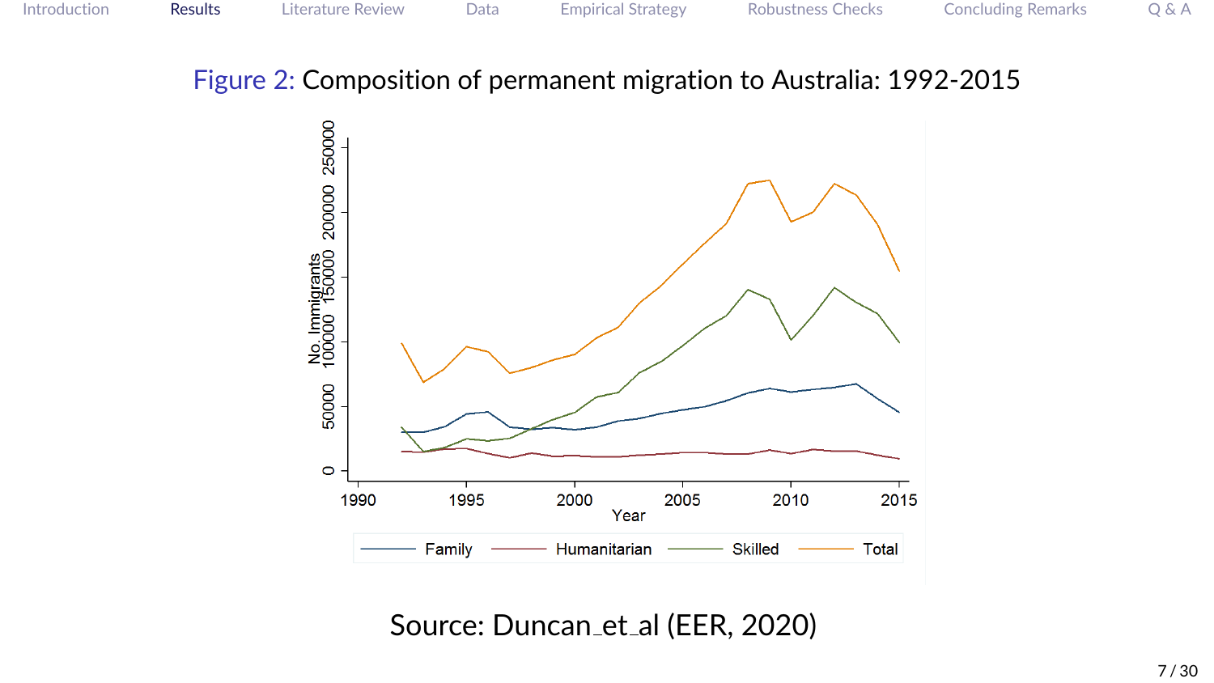Figure 2: Composition of permanent migration to Australia: 1992-2015

Source: Duncan_et_al (EER, 2020)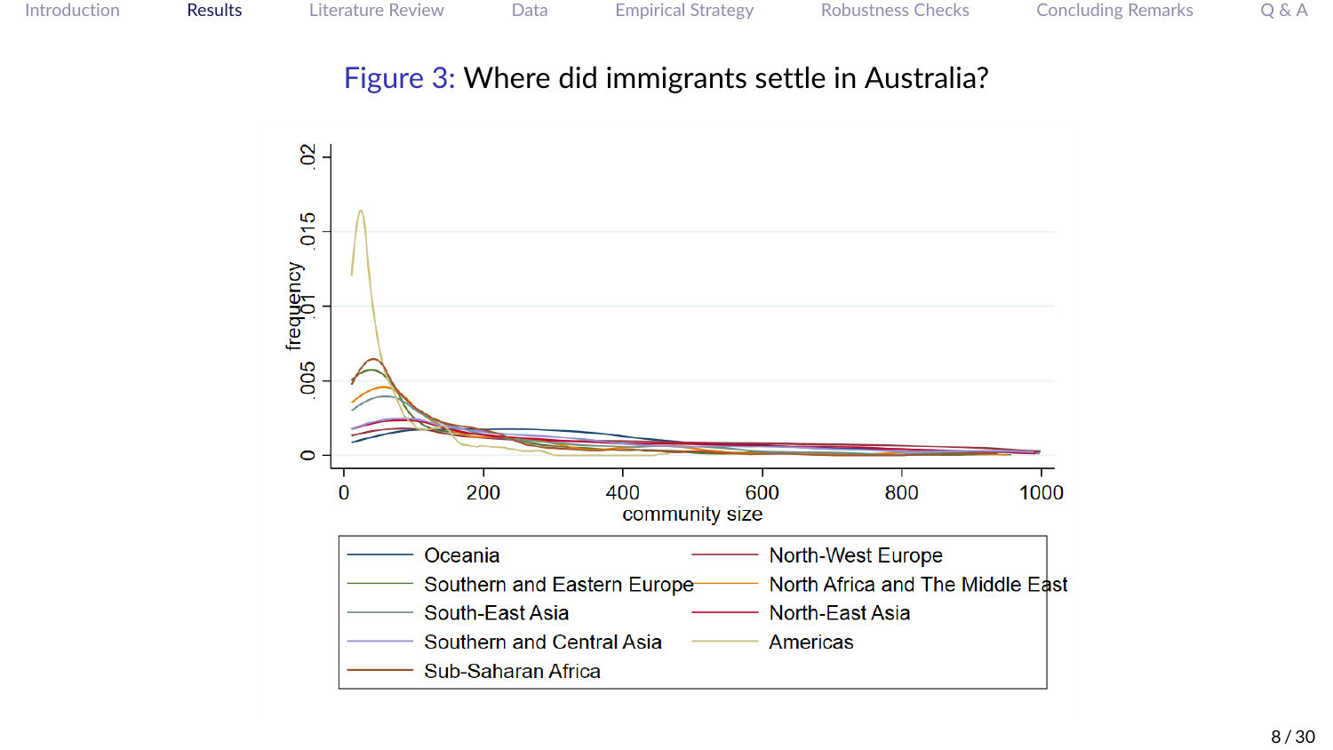Figure 3: Where did immigrants settle in Australia?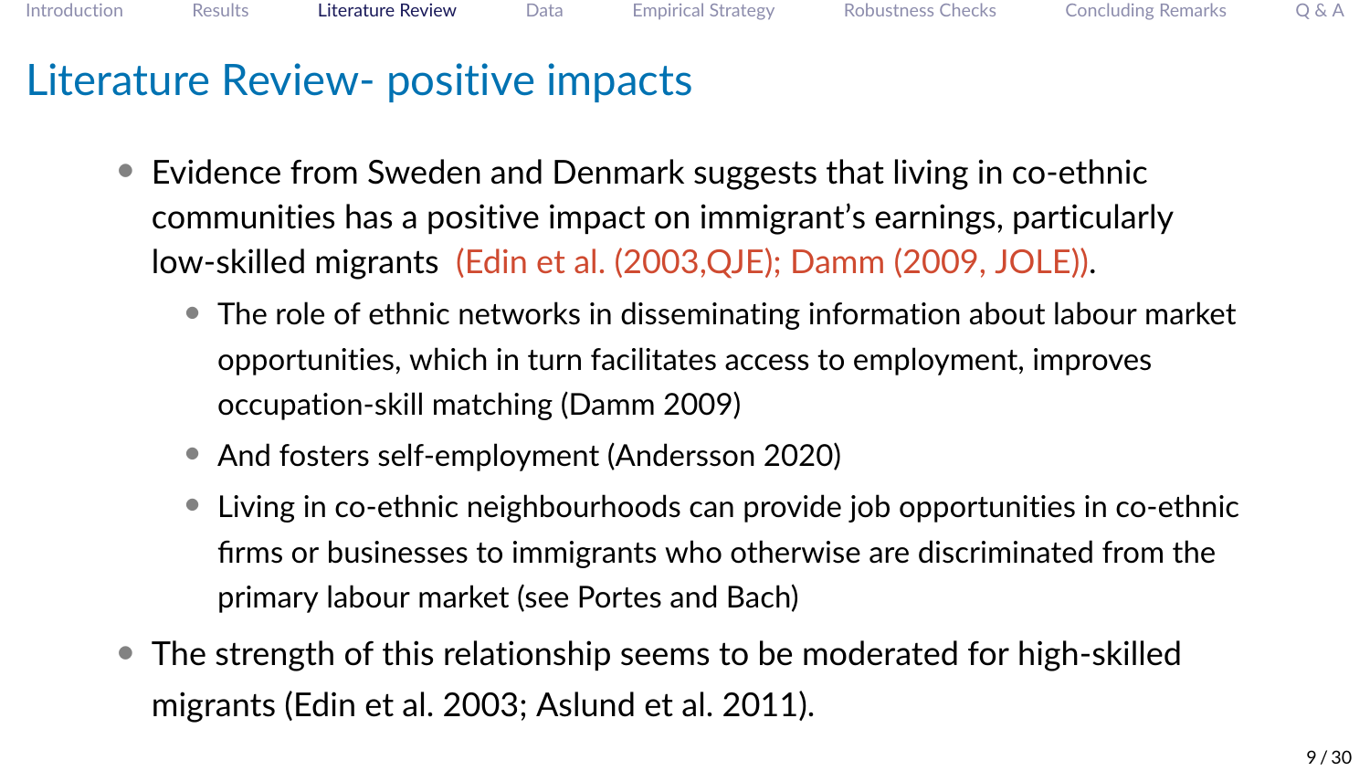# Literature Review- positive impacts

- Evidence from Sweden and Denmark suggests that living in co-ethnic communities has a positive impact on immigrant's earnings, particularly low-skilled migrants (Edin et al. (2003,QJE); Damm (2009, JOLE)).
  - The role of ethnic networks in disseminating information about labour market opportunities, which in turn facilitates access to employment, improves occupation-skill matching (Damm 2009)
  - And fosters self-employment (Andersson 2020)
  - Living in co-ethnic neighbourhoods can provide job opportunities in co-ethnic firms or businesses to immigrants who otherwise are discriminated from the primary labour market (see Portes and Bach)
- The strength of this relationship seems to be moderated for high-skilled migrants (Edin et al. 2003; Aslund et al. 2011).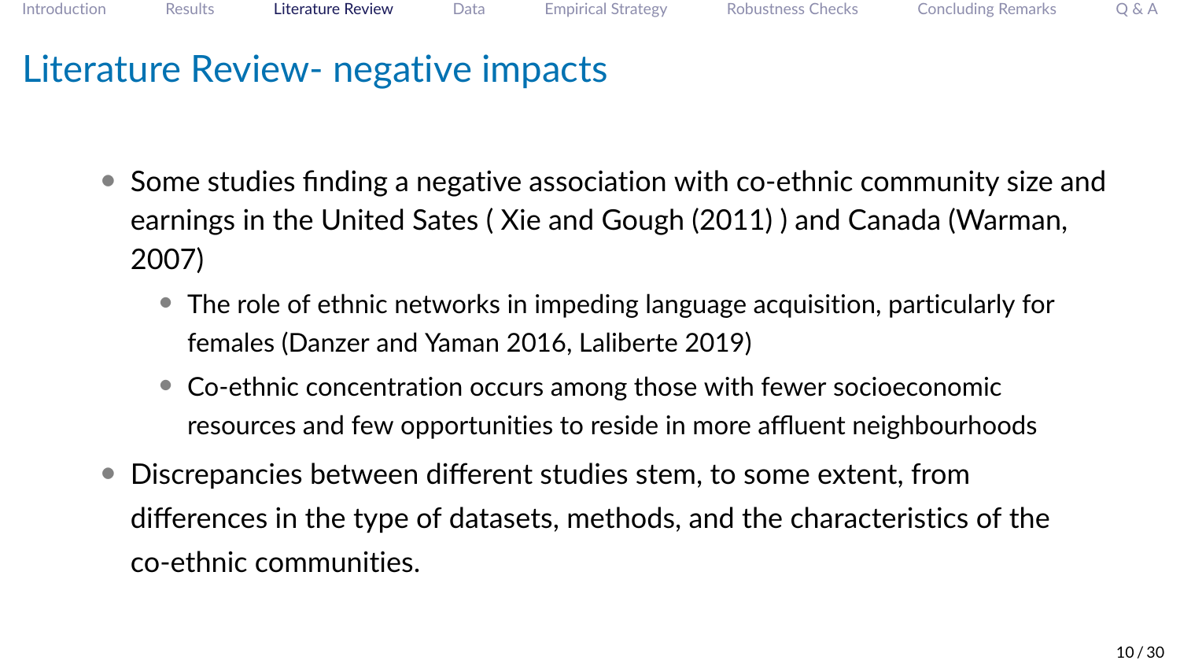# Literature Review- negative impacts

- Some studies finding a negative association with co-ethnic community size and earnings in the United Sates ( Xie and Gough (2011) ) and Canada (Warman, 2007)
  - The role of ethnic networks in impeding language acquisition, particularly for females (Danzer and Yaman 2016, Laliberte 2019)
  - Co-ethnic concentration occurs among those with fewer socioeconomic resources and few opportunities to reside in more affluent neighbourhoods
- Discrepancies between different studies stem, to some extent, from differences in the type of datasets, methods, and the characteristics of the co-ethnic communities.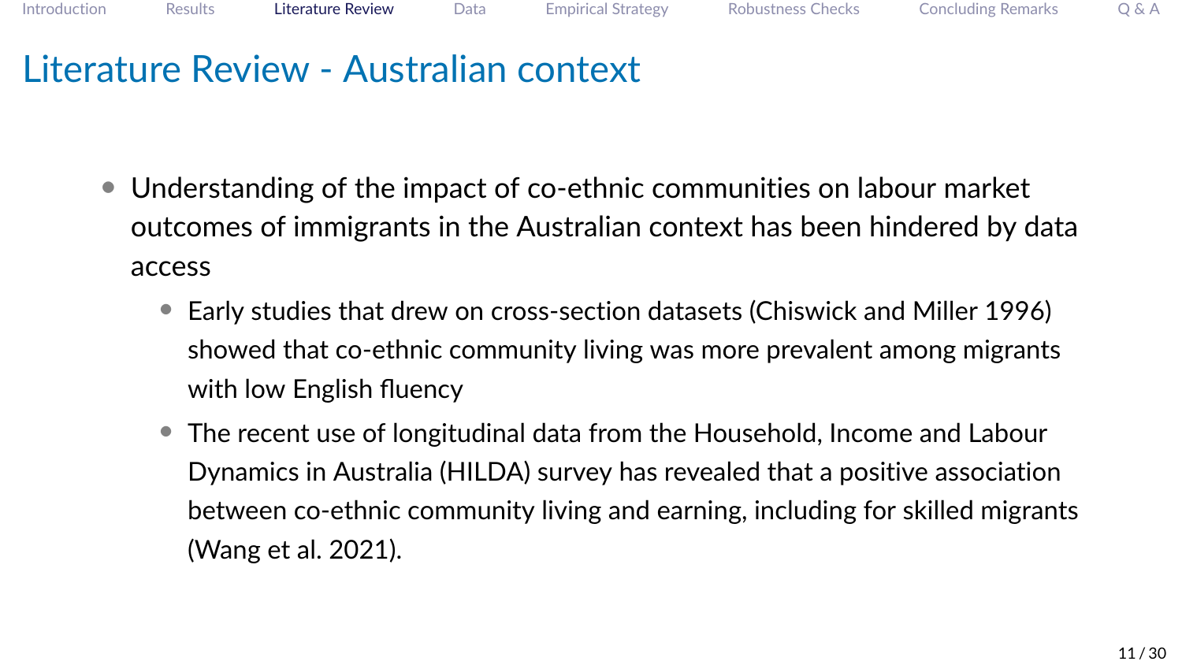# Literature Review - Australian context

- Understanding of the impact of co-ethnic communities on labour market outcomes of immigrants in the Australian context has been hindered by data access
  - Early studies that drew on cross-section datasets (Chiswick and Miller 1996) showed that co-ethnic community living was more prevalent among migrants with low English fluency
  - The recent use of longitudinal data from the Household, Income and Labour Dynamics in Australia (HILDA) survey has revealed that a positive association between co-ethnic community living and earning, including for skilled migrants (Wang et al. 2021).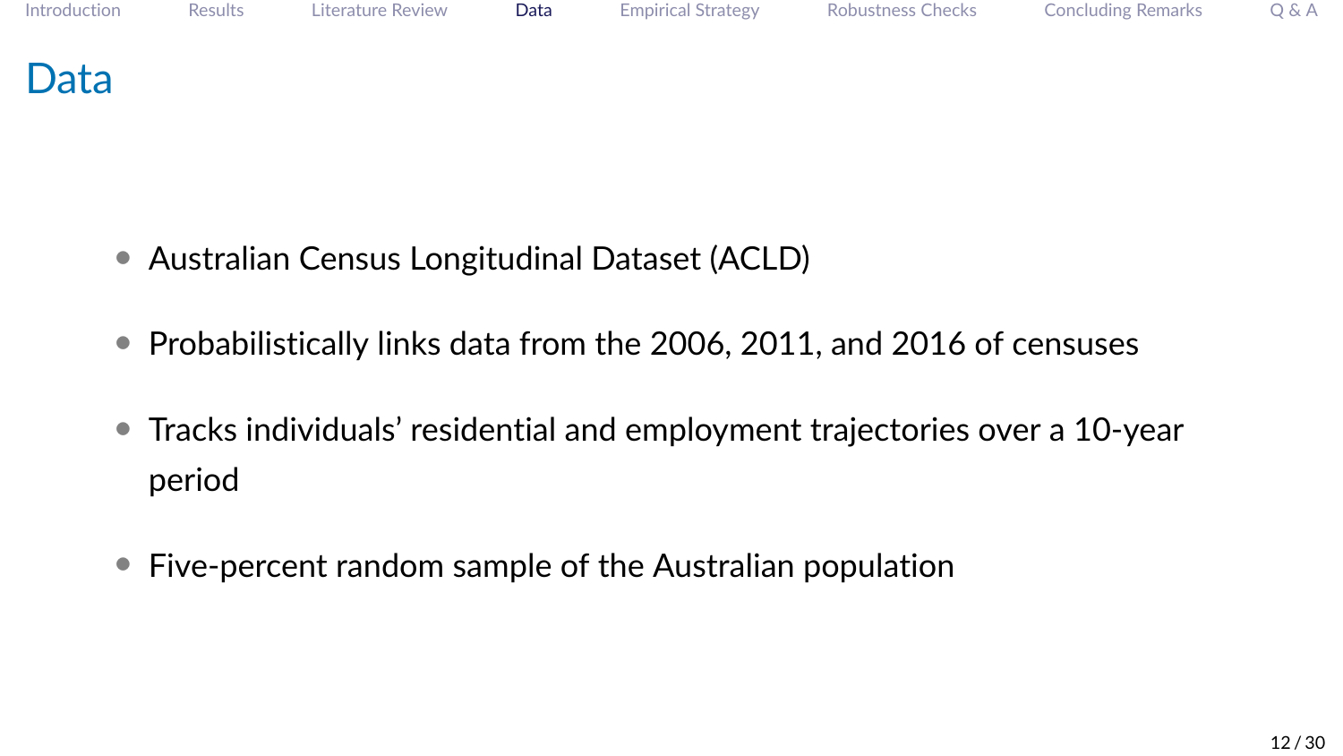# Data

- Australian Census Longitudinal Dataset (ACLD)
- Probabilistically links data from the 2006, 2011, and 2016 of censuses
- Tracks individuals' residential and employment trajectories over a 10-year period
- Five-percent random sample of the Australian population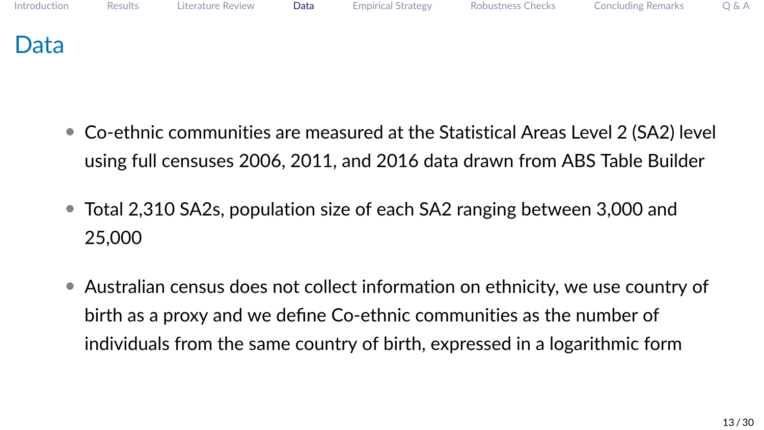# Data

- Co-ethnic communities are measured at the Statistical Areas Level 2 (SA2) level using full censuses 2006, 2011, and 2016 data drawn from ABS Table Builder
- Total 2,310 SA2s, population size of each SA2 ranging between 3,000 and 25,000
- Australian census does not collect information on ethnicity, we use country of birth as a proxy and we define Co-ethnic communities as the number of individuals from the same country of birth, expressed in a logarithmic form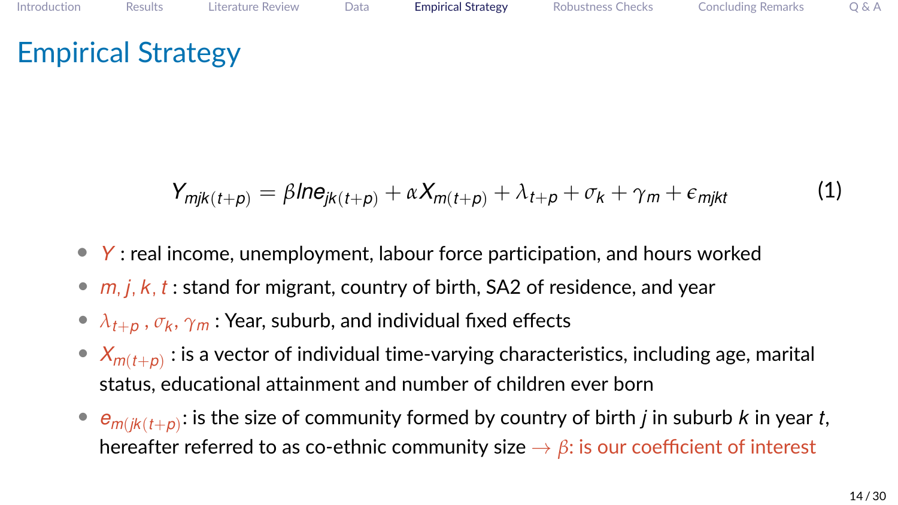# Empirical Strategy

$$Y_{mjk(t+p)} = \beta lne_{jk(t+p)} + \alpha X_{m(t+p)} + \lambda_{t+p} + \sigma_k + \gamma_m + \epsilon_{mjkt} \quad (1)$$

- $Y$ : real income, unemployment, labour force participation, and hours worked
- $m, j, k, t$ : stand for migrant, country of birth, SA2 of residence, and year
- $\lambda_{t+p}$ , $\sigma_k$, $\gamma_m$ : Year, suburb, and individual fixed effects
- $X_{m(t+p)}$ : is a vector of individual time-varying characteristics, including age, marital status, educational attainment and number of children ever born
- $e_{m(jk(t+p)}$: is the size of community formed by country of birth $j$ in suburb $k$ in year $t$, hereafter referred to as co-ethnic community size $\rightarrow$ $\beta$: is our coefficient of interest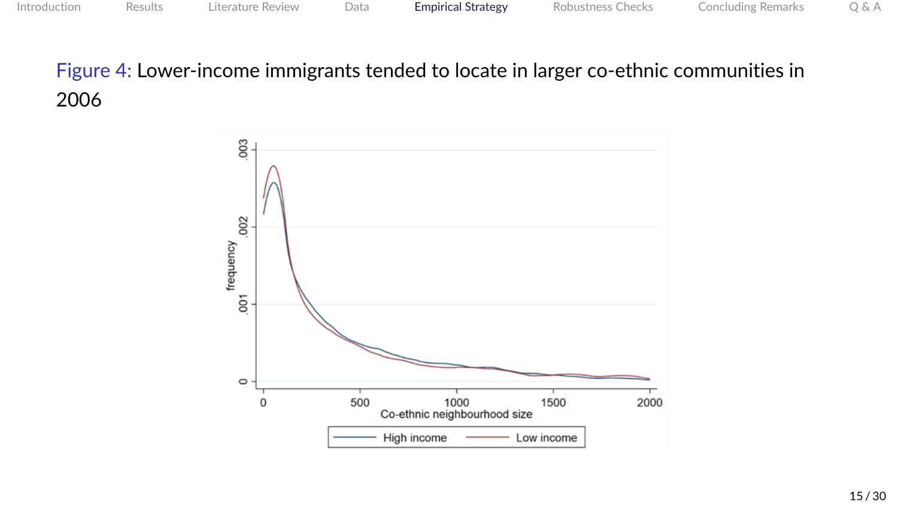Figure 4: Lower-income immigrants tended to locate in larger co-ethnic communities in 2006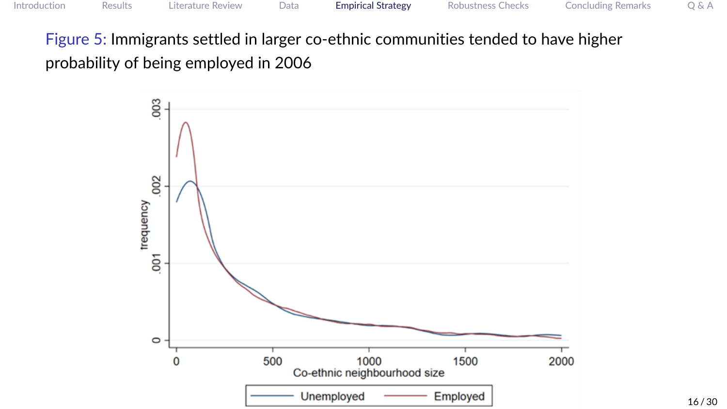Figure 5: Immigrants settled in larger co-ethnic communities tended to have higher probability of being employed in 2006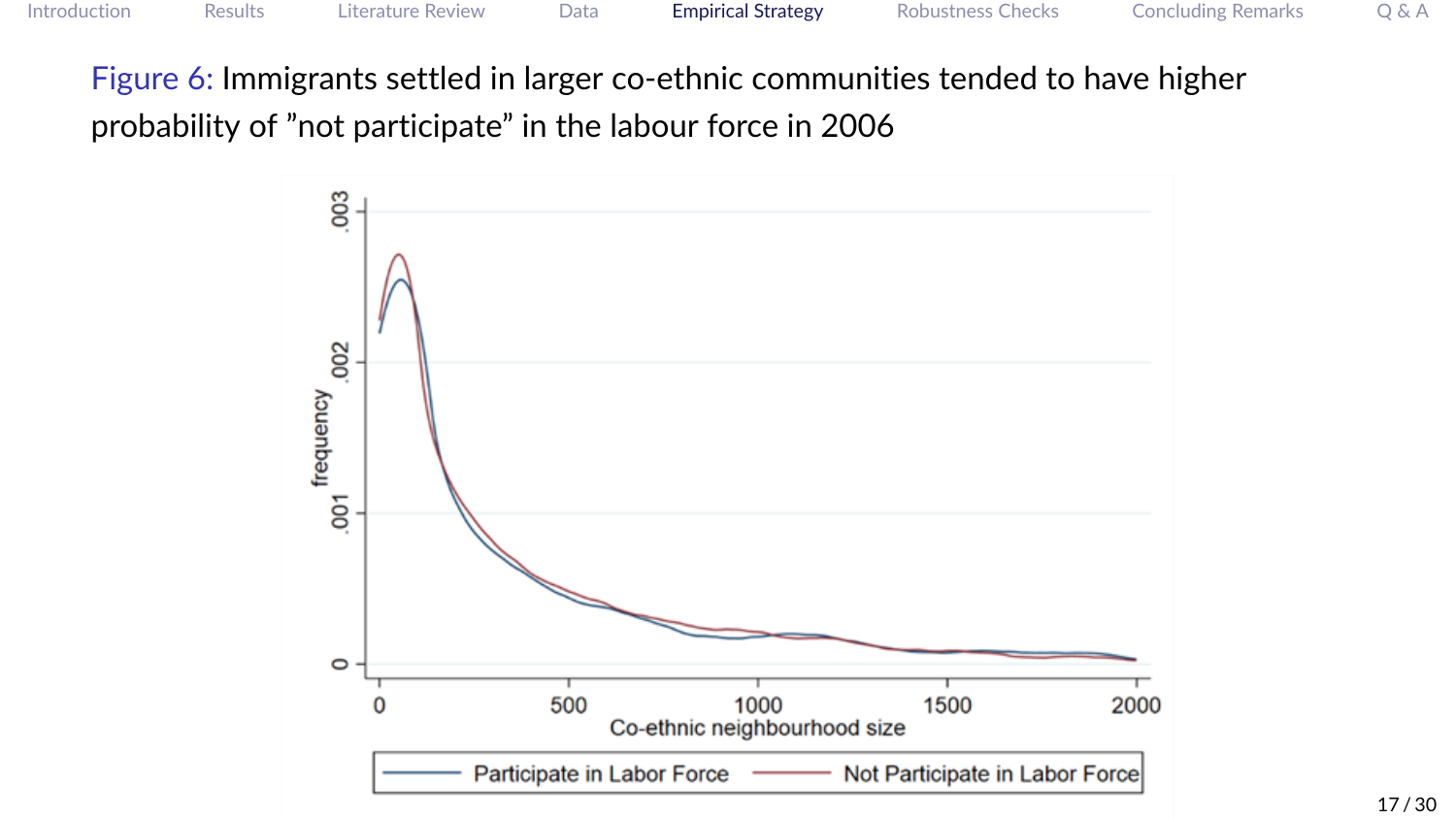Figure 6: Immigrants settled in larger co-ethnic communities tended to have higher probability of ”not participate” in the labour force in 2006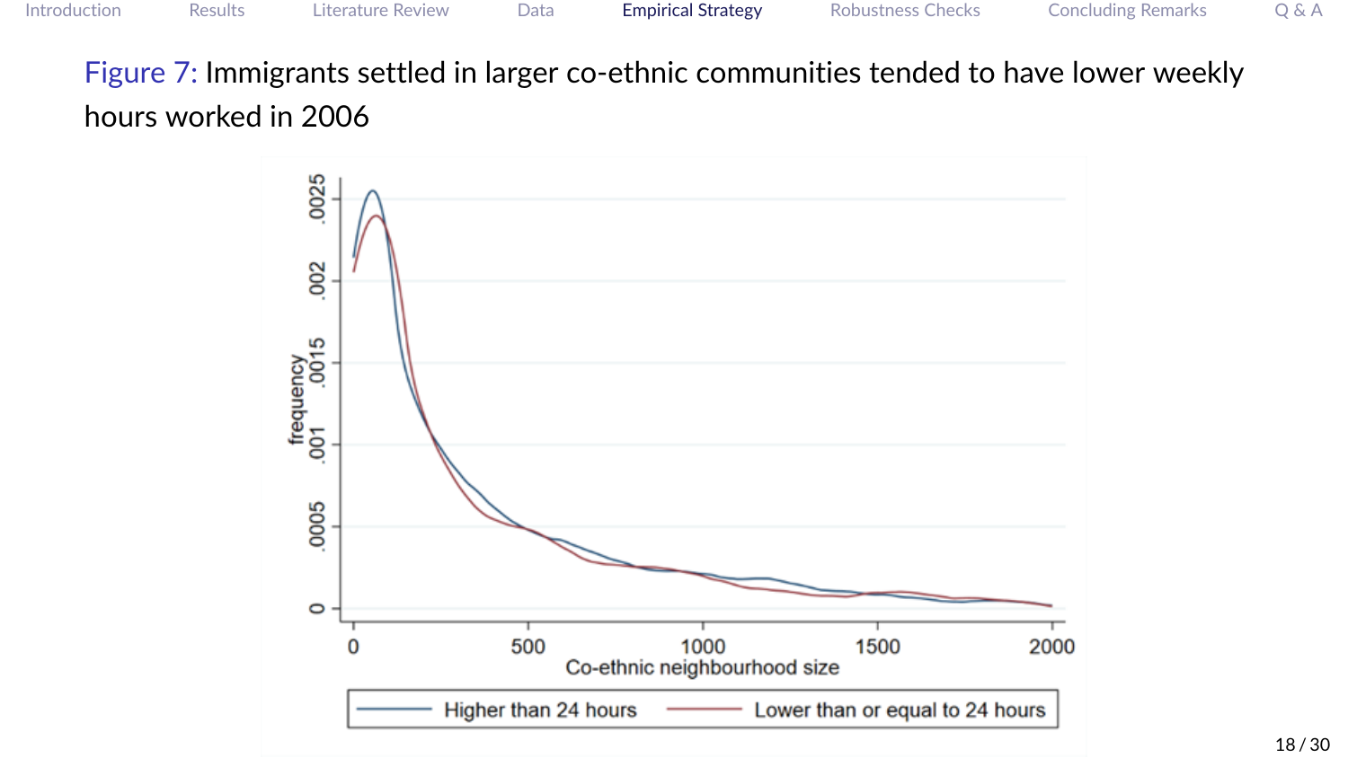## Figure 7: Immigrants settled in larger co-ethnic communities tended to have lower weekly hours worked in 2006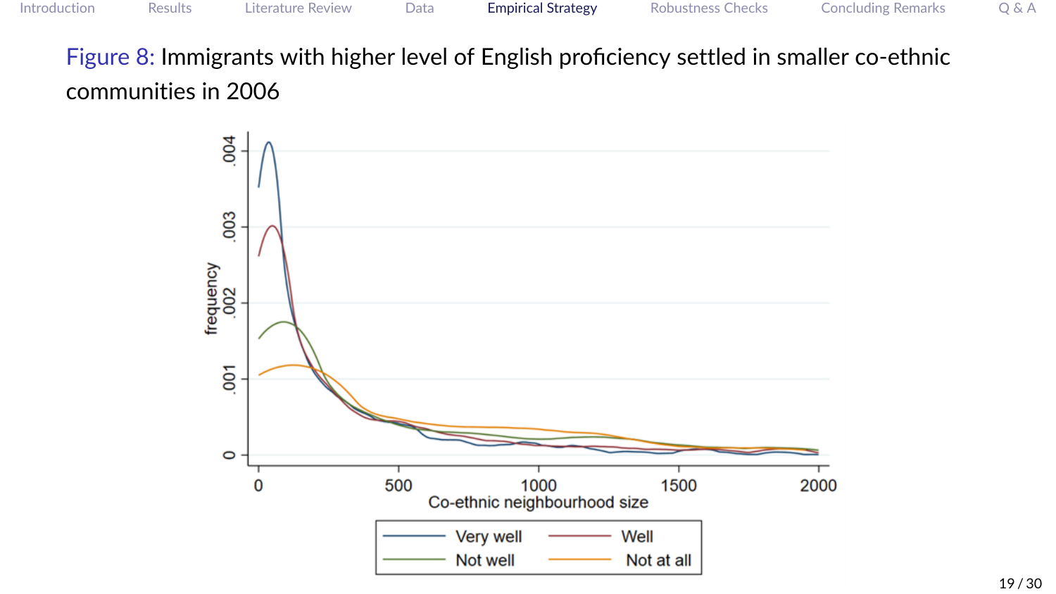Figure 8: Immigrants with higher level of English proficiency settled in smaller co-ethnic communities in 2006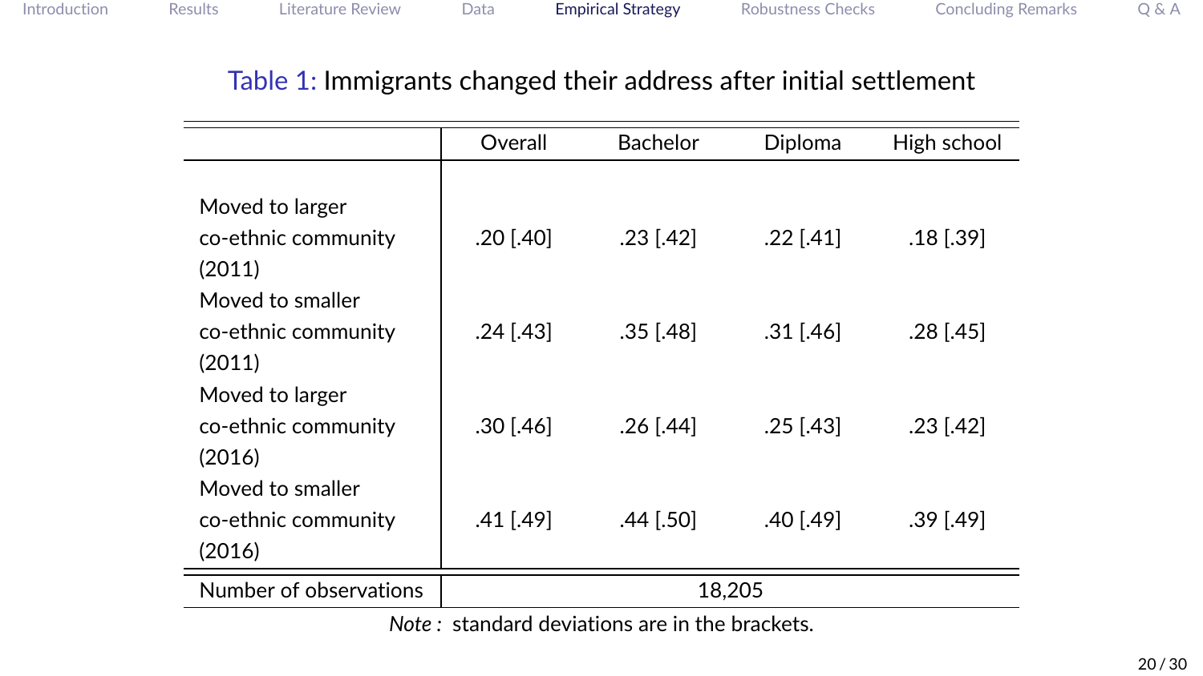Table 1: Immigrants changed their address after initial settlement

| | Overall | Bachelor | Diploma | High school |
|---|---|---|---|---|
| Moved to larger co-ethnic community (2011) | .20 [.40] | .23 [.42] | .22 [.41] | .18 [.39] |
| Moved to smaller co-ethnic community (2011) | .24 [.43] | .35 [.48] | .31 [.46] | .28 [.45] |
| Moved to larger co-ethnic community (2016) | .30 [.46] | .26 [.44] | .25 [.43] | .23 [.42] |
| Moved to smaller co-ethnic community (2016) | .41 [.49] | .44 [.50] | .40 [.49] | .39 [.49] |
| Number of observations | 18,205 | | | |

*Note :* standard deviations are in the brackets.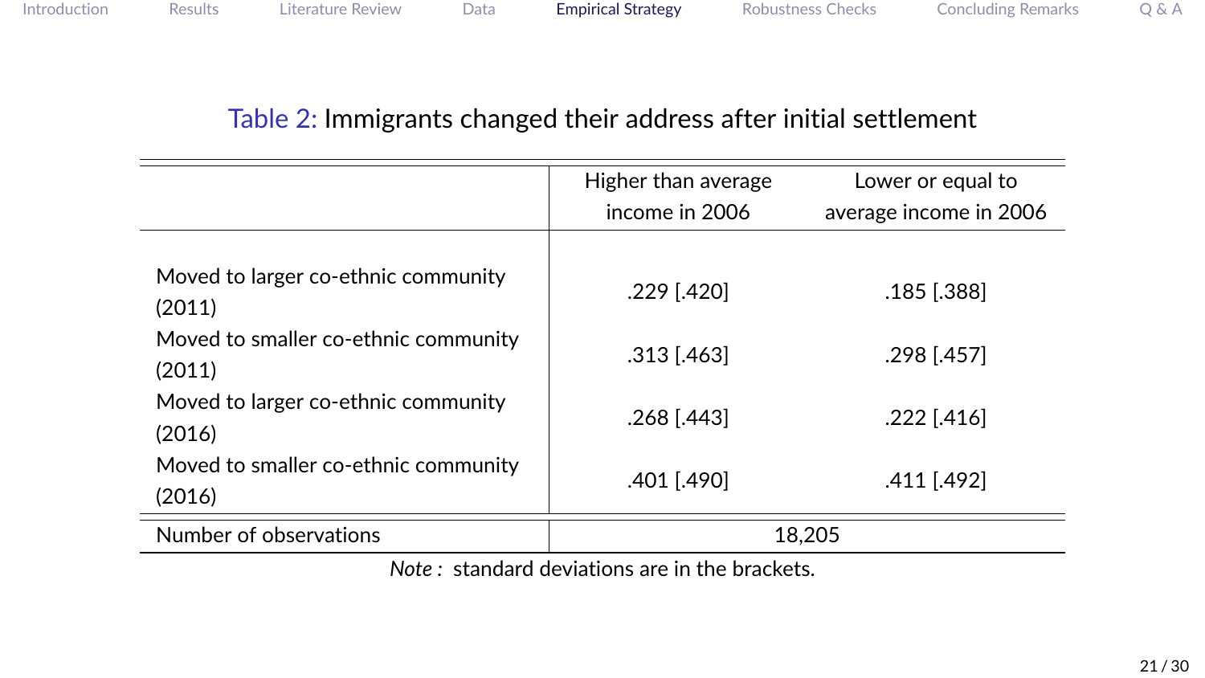Table 2: Immigrants changed their address after initial settlement

| | Higher than average income in 2006 | Lower or equal to average income in 2006 |
|---|---|---|
| Moved to larger co-ethnic community (2011) | .229 [.420] | .185 [.388] |
| Moved to smaller co-ethnic community (2011) | .313 [.463] | .298 [.457] |
| Moved to larger co-ethnic community (2016) | .268 [.443] | .222 [.416] |
| Moved to smaller co-ethnic community (2016) | .401 [.490] | .411 [.492] |
| Number of observations | 18,205 | |

*Note :* standard deviations are in the brackets.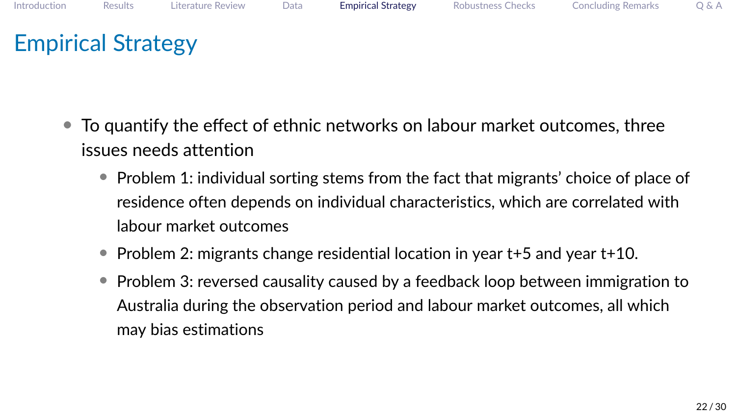# Empirical Strategy

- To quantify the effect of ethnic networks on labour market outcomes, three issues needs attention
  - Problem 1: individual sorting stems from the fact that migrants' choice of place of residence often depends on individual characteristics, which are correlated with labour market outcomes
  - Problem 2: migrants change residential location in year t+5 and year t+10.
  - Problem 3: reversed causality caused by a feedback loop between immigration to Australia during the observation period and labour market outcomes, all which may bias estimations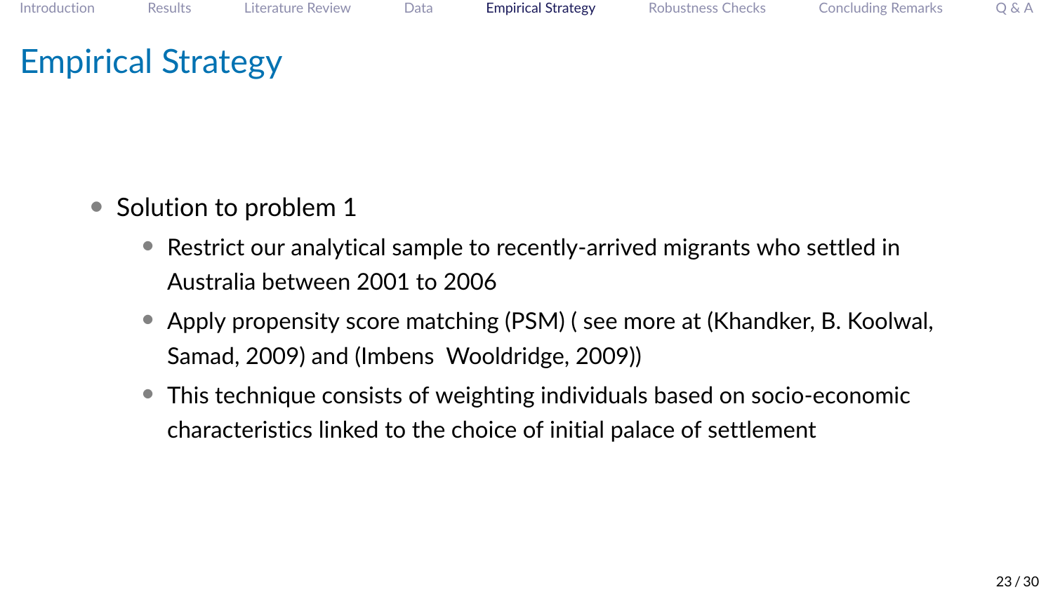# Empirical Strategy

- Solution to problem 1
  - Restrict our analytical sample to recently-arrived migrants who settled in Australia between 2001 to 2006
  - Apply propensity score matching (PSM) ( see more at (Khandker, B. Koolwal, Samad, 2009) and (Imbens  Wooldridge, 2009))
  - This technique consists of weighting individuals based on socio-economic characteristics linked to the choice of initial palace of settlement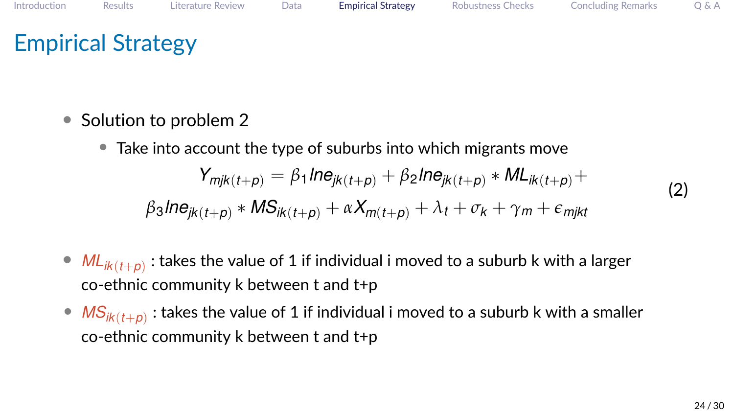# Empirical Strategy

- Solution to problem 2
  - Take into account the type of suburbs into which migrants move

$$
\begin{aligned}
Y_{mjk(t+p)} = \beta_1 Ine_{jk(t+p)} + \beta_2 Ine_{jk(t+p)} * ML_{ik(t+p)} + \\
\beta_3 Ine_{jk(t+p)} * MS_{ik(t+p)} + \alpha X_{m(t+p)} + \lambda_t + \sigma_k + \gamma_m + \epsilon_{mjkt}
\end{aligned}
\tag{2}
$$

- $ML_{ik(t+p)}$ : takes the value of 1 if individual i moved to a suburb k with a larger co-ethnic community k between t and t+p
- $MS_{ik(t+p)}$ : takes the value of 1 if individual i moved to a suburb k with a smaller co-ethnic community k between t and t+p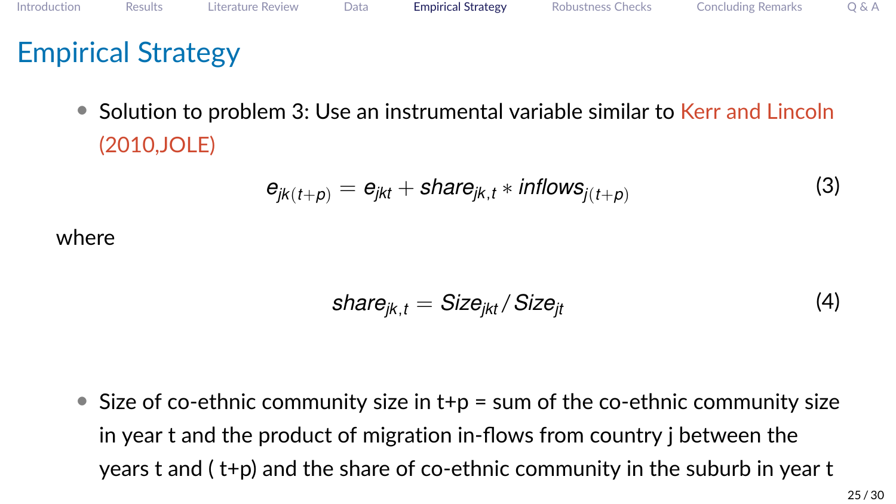# Empirical Strategy

- Solution to problem 3: Use an instrumental variable similar to Kerr and Lincoln (2010,JOLE)

$$e_{jk(t+p)} = e_{jkt} + share_{jk,t} * inflows_{j(t+p)} \quad (3)$$

where

$$share_{jk,t} = Size_{jkt} / Size_{jt} \quad (4)$$

- Size of co-ethnic community size in t+p = sum of the co-ethnic community size in year t and the product of migration in-flows from country j between the years t and ( t+p) and the share of co-ethnic community in the suburb in year t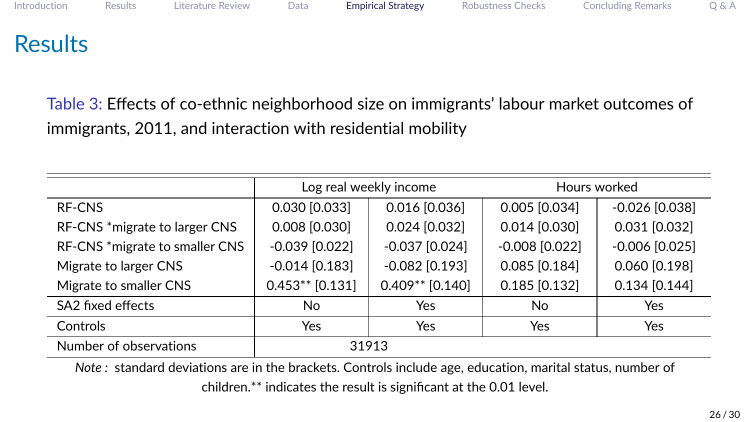# Results

Table 3: Effects of co-ethnic neighborhood size on immigrants' labour market outcomes of immigrants, 2011, and interaction with residential mobility

| | Log real weekly income | | Hours worked | |
|---|---|---|---|---|
| RF-CNS | 0.030 [0.033] | 0.016 [0.036] | 0.005 [0.034] | -0.026 [0.038] |
| RF-CNS *migrate to larger CNS | 0.008 [0.030] | 0.024 [0.032] | 0.014 [0.030] | 0.031 [0.032] |
| RF-CNS *migrate to smaller CNS | -0.039 [0.022] | -0.037 [0.024] | -0.008 [0.022] | -0.006 [0.025] |
| Migrate to larger CNS | -0.014 [0.183] | -0.082 [0.193] | 0.085 [0.184] | 0.060 [0.198] |
| Migrate to smaller CNS | 0.453** [0.131] | 0.409** [0.140] | 0.185 [0.132] | 0.134 [0.144] |
| SA2 fixed effects | No | Yes | No | Yes |
| Controls | Yes | Yes | Yes | Yes |
| Number of observations | 31913 | | | |

*Note :* standard deviations are in the brackets. Controls include age, education, marital status, number of children.** indicates the result is significant at the 0.01 level.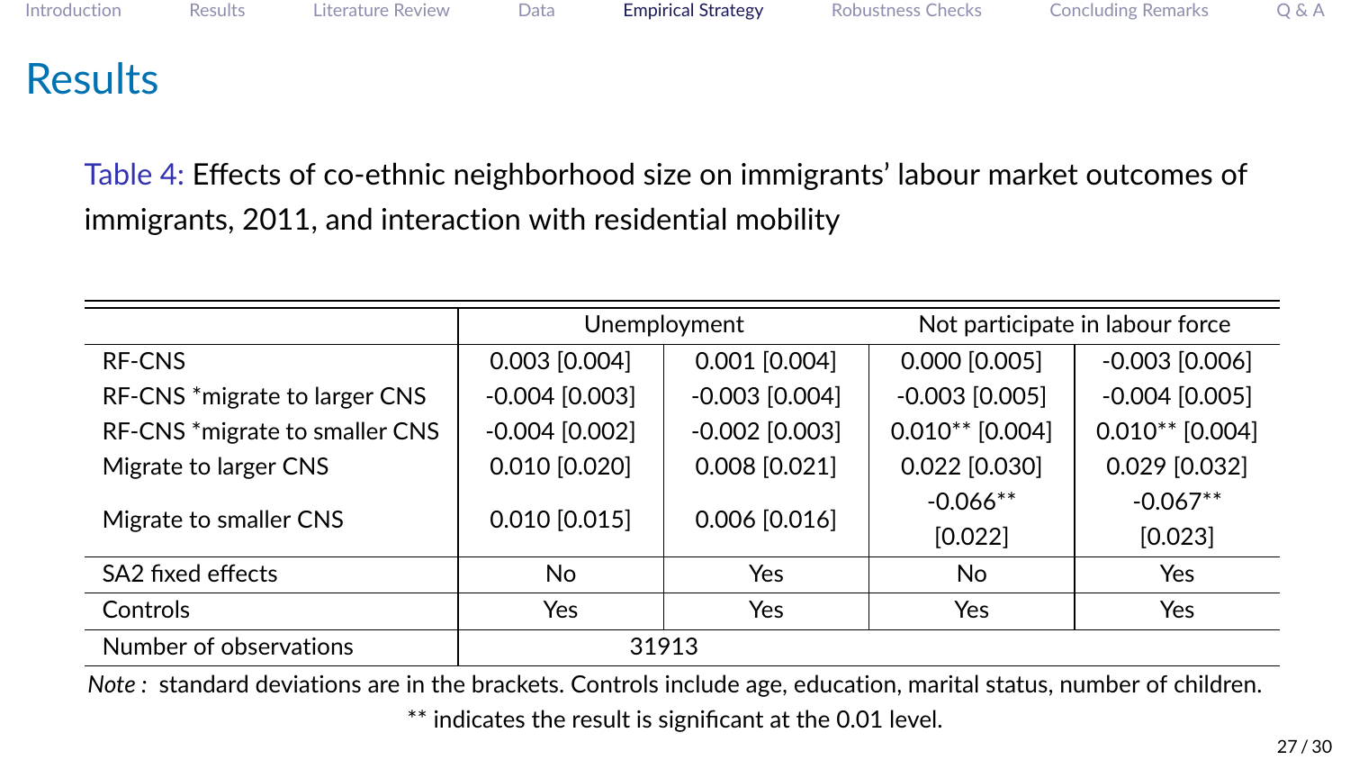## Results

Table 4: Effects of co-ethnic neighborhood size on immigrants' labour market outcomes of immigrants, 2011, and interaction with residential mobility

| | Unemployment | | Not participate in labour force | |
|---|---|---|---|---|
| RF-CNS | 0.003 [0.004] | 0.001 [0.004] | 0.000 [0.005] | -0.003 [0.006] |
| RF-CNS *migrate to larger CNS | -0.004 [0.003] | -0.003 [0.004] | -0.003 [0.005] | -0.004 [0.005] |
| RF-CNS *migrate to smaller CNS | -0.004 [0.002] | -0.002 [0.003] | 0.010** [0.004] | 0.010** [0.004] |
| Migrate to larger CNS | 0.010 [0.020] | 0.008 [0.021] | 0.022 [0.030] | 0.029 [0.032] |
| Migrate to smaller CNS | 0.010 [0.015] | 0.006 [0.016] | -0.066** [0.022] | -0.067** [0.023] |
| SA2 fixed effects | No | Yes | No | Yes |
| Controls | Yes | Yes | Yes | Yes |
| Number of observations | 31913 | | | |

*Note :* standard deviations are in the brackets. Controls include age, education, marital status, number of children.
** indicates the result is significant at the 0.01 level.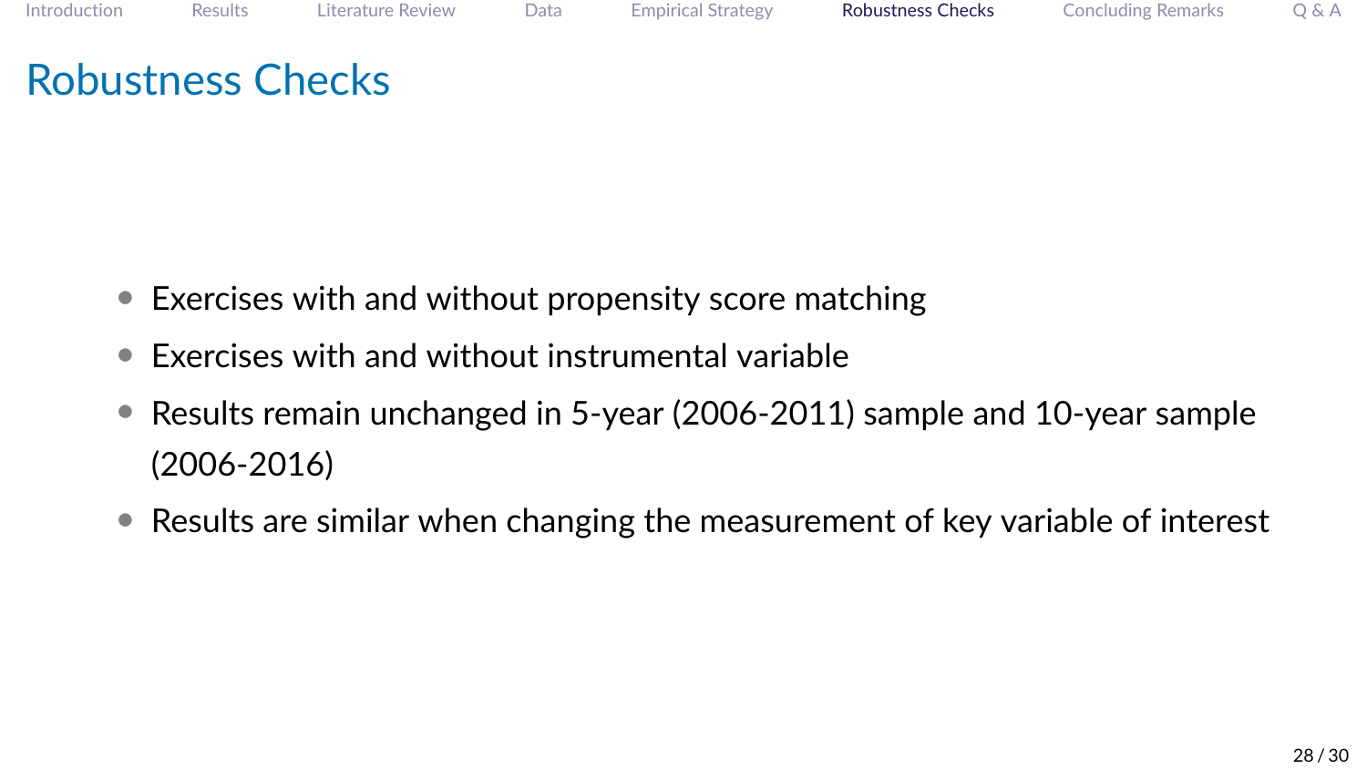# Robustness Checks

- Exercises with and without propensity score matching
- Exercises with and without instrumental variable
- Results remain unchanged in 5-year (2006-2011) sample and 10-year sample (2006-2016)
- Results are similar when changing the measurement of key variable of interest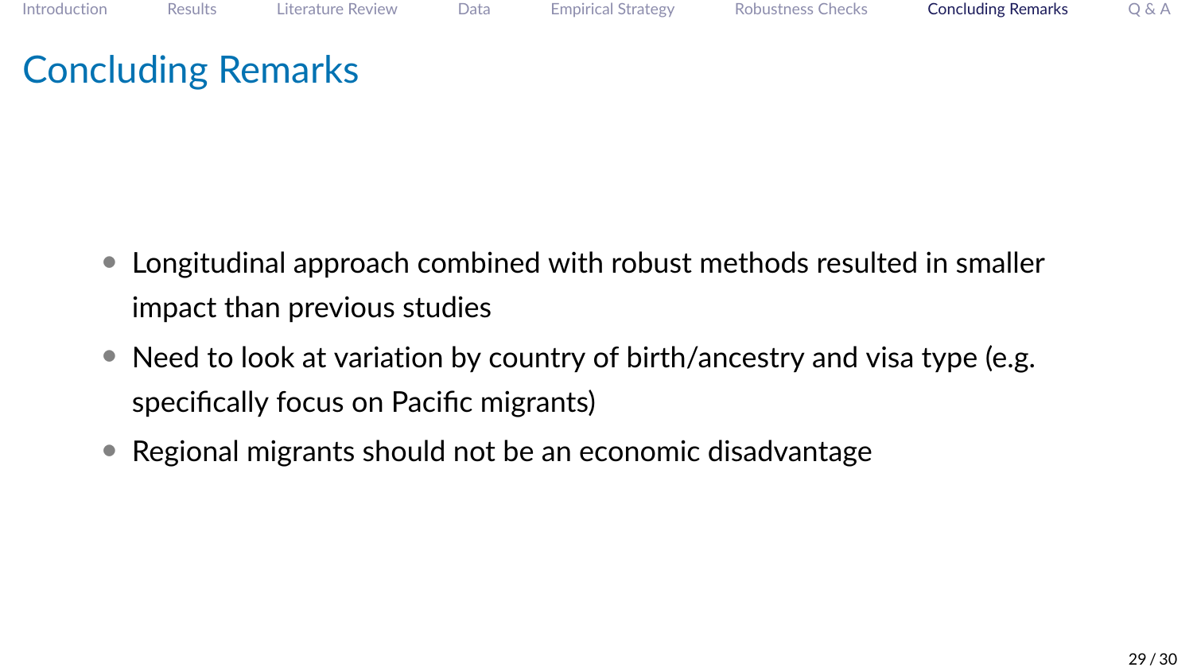# Concluding Remarks

- Longitudinal approach combined with robust methods resulted in smaller impact than previous studies
- Need to look at variation by country of birth/ancestry and visa type (e.g. specifically focus on Pacific migrants)
- Regional migrants should not be an economic disadvantage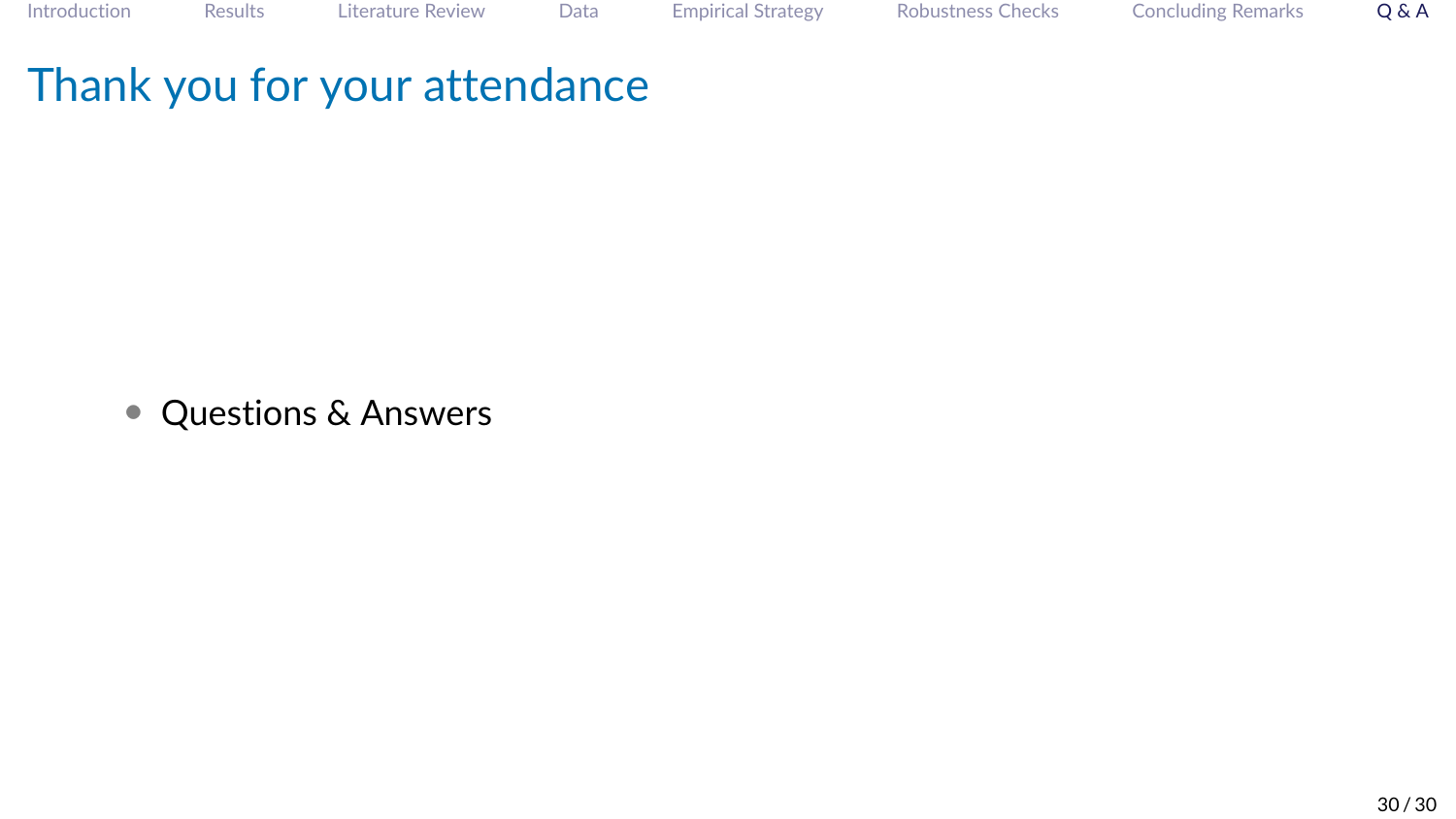# Thank you for your attendance

- Questions & Answers